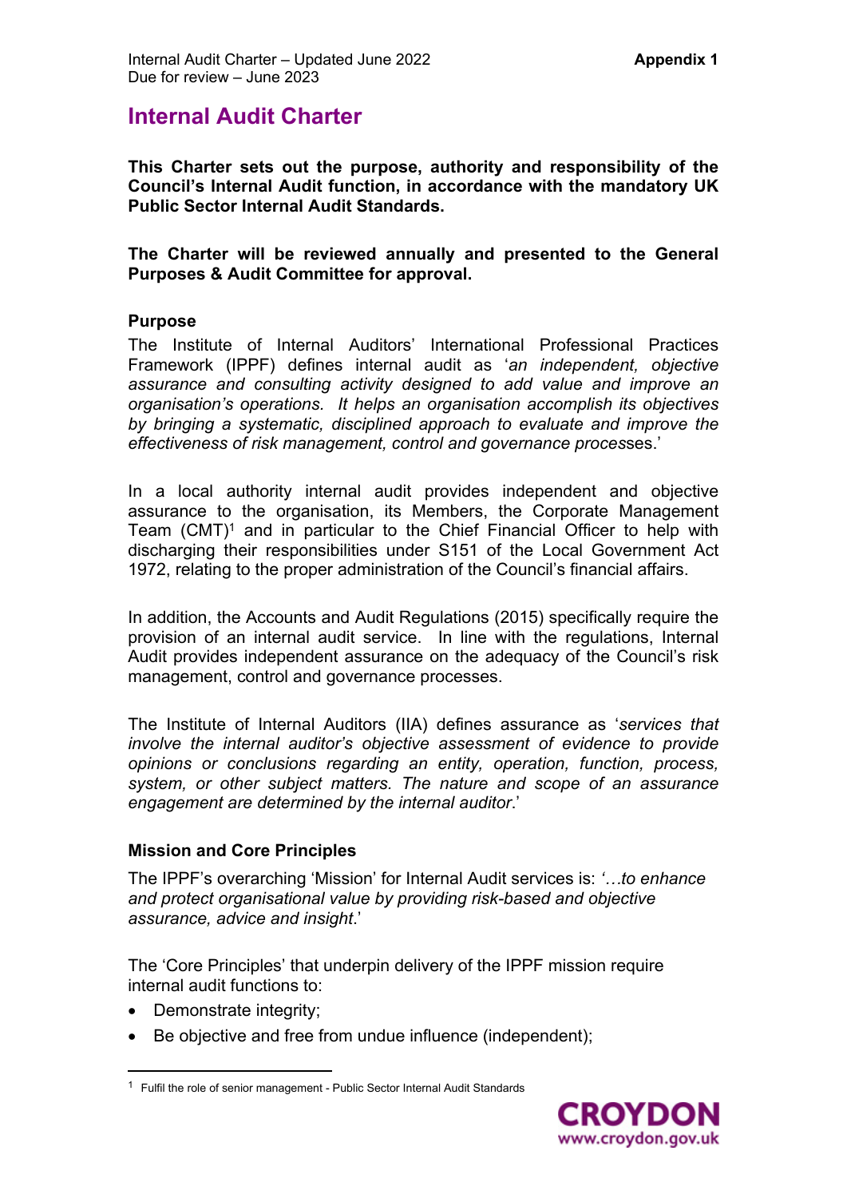# Internal Audit Charter

**This Charter sets out the purpose, authority and responsibility of the Council's Internal Audit function, in accordance with the mandatory UK Public Sector Internal Audit Standards.**

**The Charter will be reviewed annually and presented to the General Purposes & Audit Committee for approval.**

### Purpose

The Institute of Internal Auditors' International Professional Practices Framework (IPPF) defines internal audit as '*an independent, objective assurance and consulting activity designed to add value and improve an organisation's operations. It helps an organisation accomplish its objectives by bringing a systematic, disciplined approach to evaluate and improve the effectiveness of risk management, control and governance proces*ses.'

In a local authority internal audit provides independent and objective assurance to the organisation, its Members, the Corporate Management Team (CMT)[1] and in particular to the Chief Financial Officer to help with discharging their responsibilities under S151 of the Local Government Act 1972, relating to the proper administration of the Council's financial affairs.

In addition, the Accounts and Audit Regulations (2015) specifically require the provision of an internal audit service. In line with the regulations, Internal Audit provides independent assurance on the adequacy of the Council's risk management, control and governance processes.

The Institute of Internal Auditors (IIA) defines assurance as '*services that involve the internal auditor's objective assessment of evidence to provide opinions or conclusions regarding an entity, operation, function, process, system, or other subject matters. The nature and scope of an assurance engagement are determined by the internal auditor*.'

### Mission and Core Principles

The IPPF's overarching 'Mission' for Internal Audit services is: *'…to enhance and protect organisational value by providing risk-based and objective assurance, advice and insight*.'

The 'Core Principles' that underpin delivery of the IPPF mission require internal audit functions to:

- Demonstrate integrity;
- Be objective and free from undue influence (independent);

[1] Fulfil the role of senior management - Public Sector Internal Audit Standards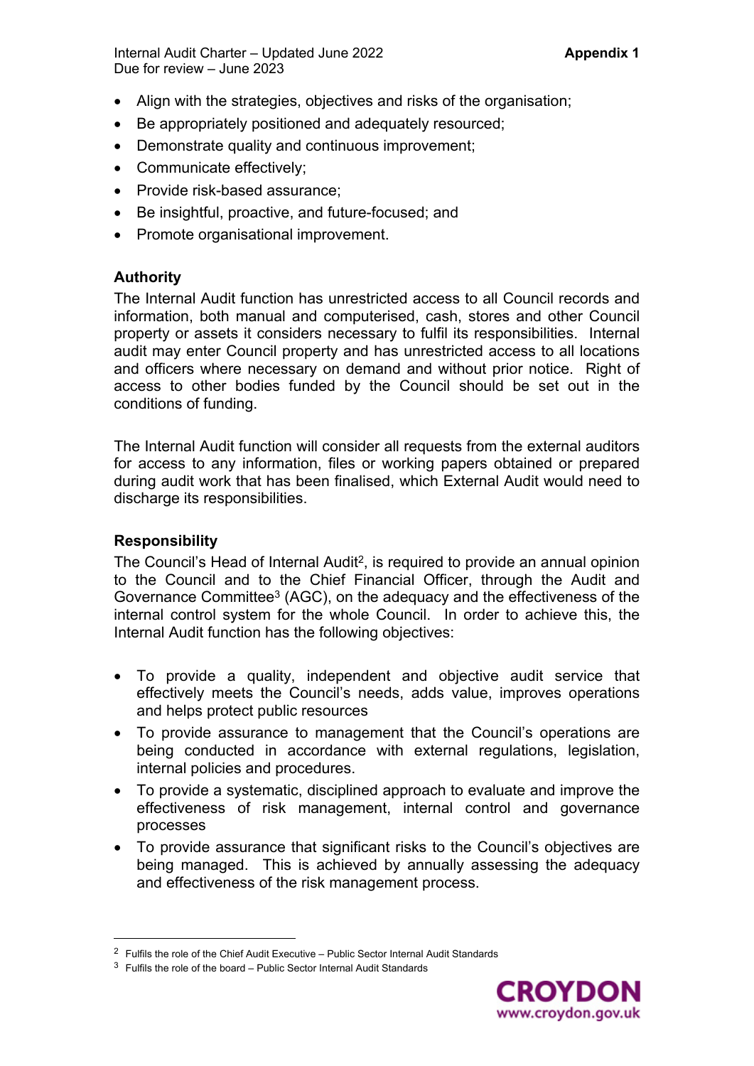- Align with the strategies, objectives and risks of the organisation;
- Be appropriately positioned and adequately resourced;
- Demonstrate quality and continuous improvement;
- Communicate effectively;
- Provide risk-based assurance;
- Be insightful, proactive, and future-focused; and
- Promote organisational improvement.

### Authority

The Internal Audit function has unrestricted access to all Council records and information, both manual and computerised, cash, stores and other Council property or assets it considers necessary to fulfil its responsibilities. Internal audit may enter Council property and has unrestricted access to all locations and officers where necessary on demand and without prior notice. Right of access to other bodies funded by the Council should be set out in the conditions of funding.

The Internal Audit function will consider all requests from the external auditors for access to any information, files or working papers obtained or prepared during audit work that has been finalised, which External Audit would need to discharge its responsibilities.

### Responsibility

The Council's Head of Internal Audit[2], is required to provide an annual opinion to the Council and to the Chief Financial Officer, through the Audit and Governance Committee[3] (AGC), on the adequacy and the effectiveness of the internal control system for the whole Council. In order to achieve this, the Internal Audit function has the following objectives:

- To provide a quality, independent and objective audit service that effectively meets the Council's needs, adds value, improves operations and helps protect public resources
- To provide assurance to management that the Council's operations are being conducted in accordance with external regulations, legislation, internal policies and procedures.
- To provide a systematic, disciplined approach to evaluate and improve the effectiveness of risk management, internal control and governance processes
- To provide assurance that significant risks to the Council's objectives are being managed. This is achieved by annually assessing the adequacy and effectiveness of the risk management process.

---

[2] Fulfils the role of the Chief Audit Executive – Public Sector Internal Audit Standards

[3] Fulfils the role of the board – Public Sector Internal Audit Standards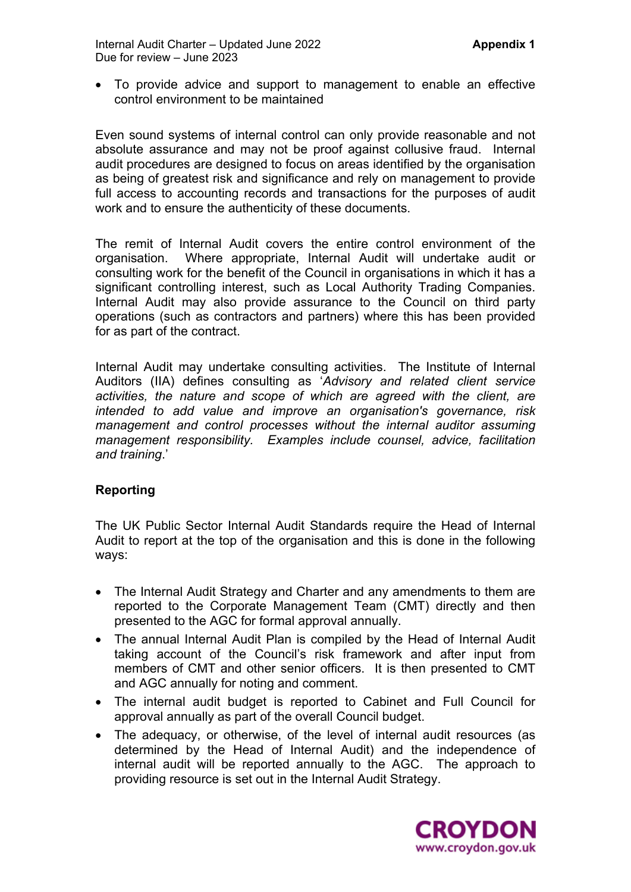- To provide advice and support to management to enable an effective control environment to be maintained

Even sound systems of internal control can only provide reasonable and not absolute assurance and may not be proof against collusive fraud. Internal audit procedures are designed to focus on areas identified by the organisation as being of greatest risk and significance and rely on management to provide full access to accounting records and transactions for the purposes of audit work and to ensure the authenticity of these documents.

The remit of Internal Audit covers the entire control environment of the organisation. Where appropriate, Internal Audit will undertake audit or consulting work for the benefit of the Council in organisations in which it has a significant controlling interest, such as Local Authority Trading Companies. Internal Audit may also provide assurance to the Council on third party operations (such as contractors and partners) where this has been provided for as part of the contract.

Internal Audit may undertake consulting activities. The Institute of Internal Auditors (IIA) defines consulting as '*Advisory and related client service activities, the nature and scope of which are agreed with the client, are intended to add value and improve an organisation's governance, risk management and control processes without the internal auditor assuming management responsibility. Examples include counsel, advice, facilitation and training*.'

**Reporting**

The UK Public Sector Internal Audit Standards require the Head of Internal Audit to report at the top of the organisation and this is done in the following ways:

- The Internal Audit Strategy and Charter and any amendments to them are reported to the Corporate Management Team (CMT) directly and then presented to the AGC for formal approval annually.
- The annual Internal Audit Plan is compiled by the Head of Internal Audit taking account of the Council's risk framework and after input from members of CMT and other senior officers. It is then presented to CMT and AGC annually for noting and comment.
- The internal audit budget is reported to Cabinet and Full Council for approval annually as part of the overall Council budget.
- The adequacy, or otherwise, of the level of internal audit resources (as determined by the Head of Internal Audit) and the independence of internal audit will be reported annually to the AGC. The approach to providing resource is set out in the Internal Audit Strategy.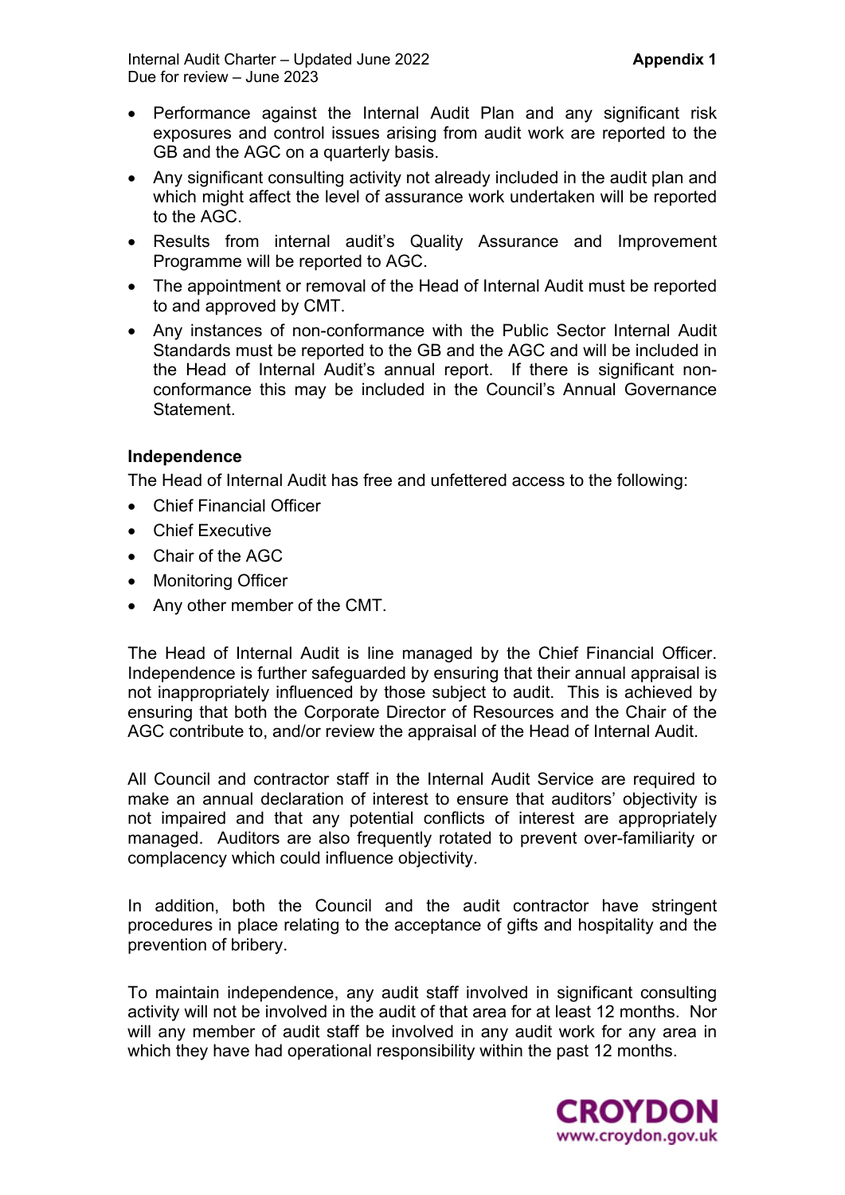- Performance against the Internal Audit Plan and any significant risk exposures and control issues arising from audit work are reported to the GB and the AGC on a quarterly basis.
- Any significant consulting activity not already included in the audit plan and which might affect the level of assurance work undertaken will be reported to the AGC.
- Results from internal audit's Quality Assurance and Improvement Programme will be reported to AGC.
- The appointment or removal of the Head of Internal Audit must be reported to and approved by CMT.
- Any instances of non-conformance with the Public Sector Internal Audit Standards must be reported to the GB and the AGC and will be included in the Head of Internal Audit's annual report. If there is significant non-conformance this may be included in the Council's Annual Governance Statement.

**Independence**

The Head of Internal Audit has free and unfettered access to the following:

- Chief Financial Officer
- Chief Executive
- Chair of the AGC
- Monitoring Officer
- Any other member of the CMT.

The Head of Internal Audit is line managed by the Chief Financial Officer. Independence is further safeguarded by ensuring that their annual appraisal is not inappropriately influenced by those subject to audit. This is achieved by ensuring that both the Corporate Director of Resources and the Chair of the AGC contribute to, and/or review the appraisal of the Head of Internal Audit.

All Council and contractor staff in the Internal Audit Service are required to make an annual declaration of interest to ensure that auditors' objectivity is not impaired and that any potential conflicts of interest are appropriately managed. Auditors are also frequently rotated to prevent over-familiarity or complacency which could influence objectivity.

In addition, both the Council and the audit contractor have stringent procedures in place relating to the acceptance of gifts and hospitality and the prevention of bribery.

To maintain independence, any audit staff involved in significant consulting activity will not be involved in the audit of that area for at least 12 months. Nor will any member of audit staff be involved in any audit work for any area in which they have had operational responsibility within the past 12 months.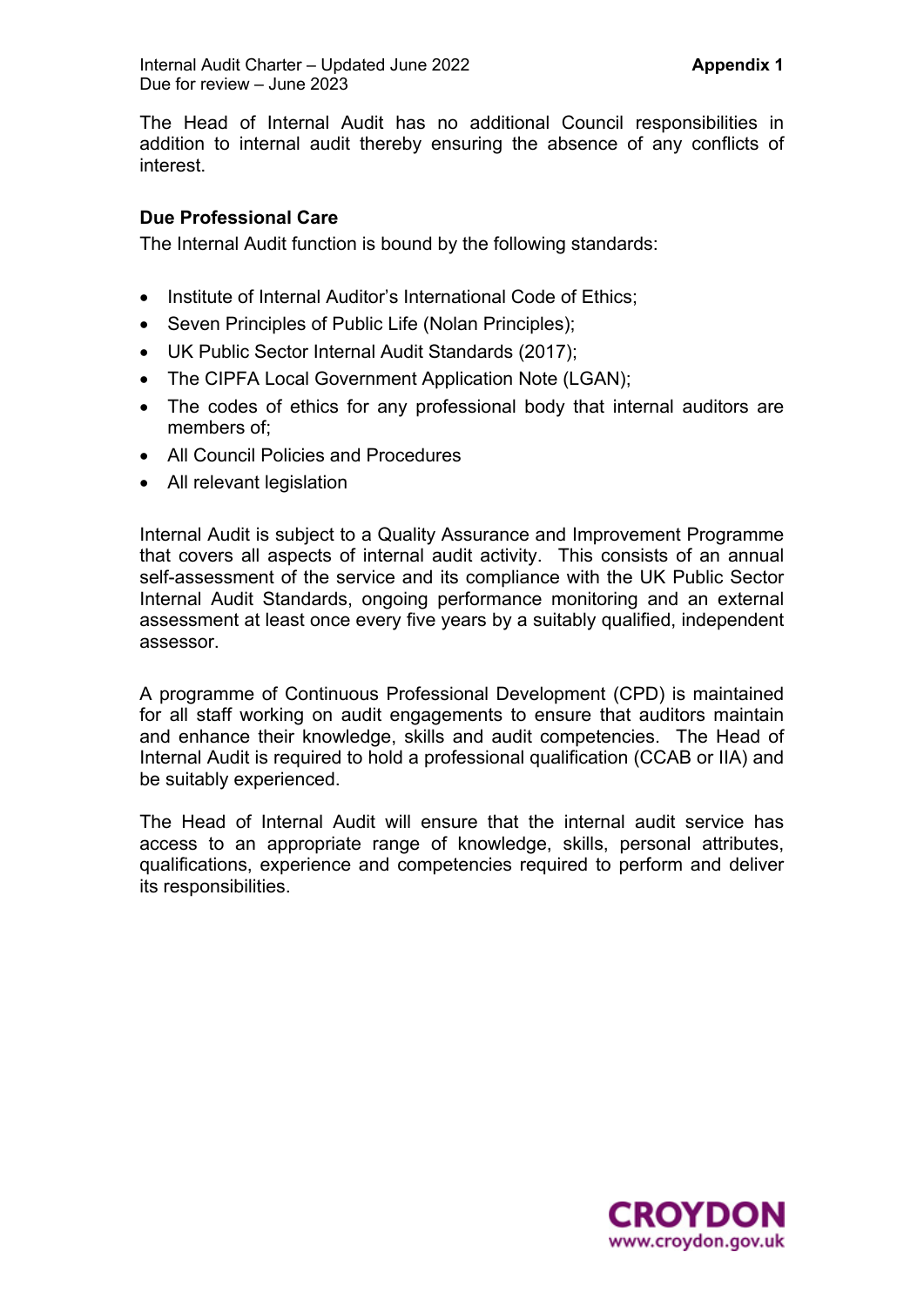The Head of Internal Audit has no additional Council responsibilities in addition to internal audit thereby ensuring the absence of any conflicts of interest.

**Due Professional Care**

The Internal Audit function is bound by the following standards:

- Institute of Internal Auditor's International Code of Ethics;
- Seven Principles of Public Life (Nolan Principles);
- UK Public Sector Internal Audit Standards (2017);
- The CIPFA Local Government Application Note (LGAN);
- The codes of ethics for any professional body that internal auditors are members of;
- All Council Policies and Procedures
- All relevant legislation

Internal Audit is subject to a Quality Assurance and Improvement Programme that covers all aspects of internal audit activity. This consists of an annual self-assessment of the service and its compliance with the UK Public Sector Internal Audit Standards, ongoing performance monitoring and an external assessment at least once every five years by a suitably qualified, independent assessor.

A programme of Continuous Professional Development (CPD) is maintained for all staff working on audit engagements to ensure that auditors maintain and enhance their knowledge, skills and audit competencies. The Head of Internal Audit is required to hold a professional qualification (CCAB or IIA) and be suitably experienced.

The Head of Internal Audit will ensure that the internal audit service has access to an appropriate range of knowledge, skills, personal attributes, qualifications, experience and competencies required to perform and deliver its responsibilities.